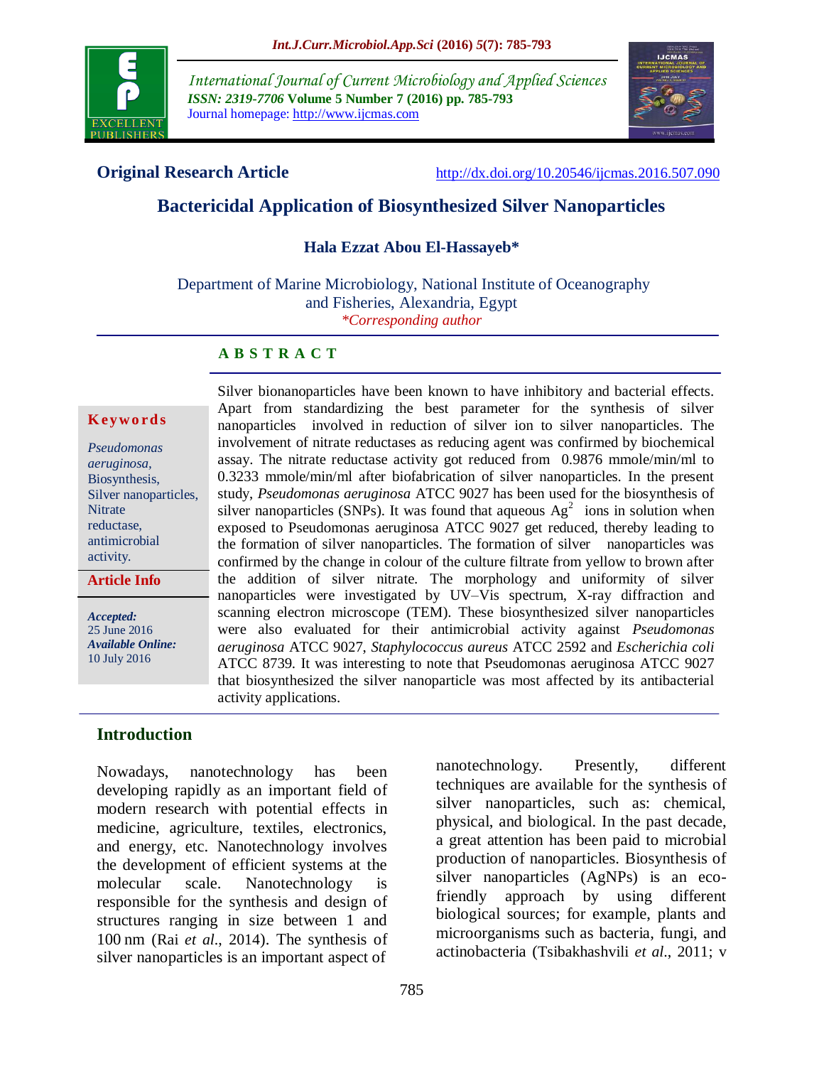**Original Research Article**

http://dx.doi.org/10.20546/ijcmas.2016.507.090

# Bactericidal Application of Biosynthesized Silver Nanoparticles

**Hala Ezzat Abou El-Hassayeb***

Department of Marine Microbiology, National Institute of Oceanography and Fisheries, Alexandria, Egypt

*\*Corresponding author*

## ABSTRACT

**Keywords**

*Pseudomonas aeruginosa*, Biosynthesis, Silver nanoparticles, Nitrate reductase, antimicrobial activity.

**Article Info**

***Accepted:*** 25 June 2016

***Available Online:*** 10 July 2016

Silver bionanoparticles have been known to have inhibitory and bacterial effects. Apart from standardizing the best parameter for the synthesis of silver nanoparticles involved in reduction of silver ion to silver nanoparticles. The involvement of nitrate reductases as reducing agent was confirmed by biochemical assay. The nitrate reductase activity got reduced from 0.9876 mmole/min/ml to 0.3233 mmole/min/ml after biofabrication of silver nanoparticles. In the present study, *Pseudomonas aeruginosa* ATCC 9027 has been used for the biosynthesis of silver nanoparticles (SNPs). It was found that aqueous $Ag^2$ ions in solution when exposed to Pseudomonas aeruginosa ATCC 9027 get reduced, thereby leading to the formation of silver nanoparticles. The formation of silver nanoparticles was confirmed by the change in colour of the culture filtrate from yellow to brown after the addition of silver nitrate. The morphology and uniformity of silver nanoparticles were investigated by UV–Vis spectrum, X-ray diffraction and scanning electron microscope (TEM). These biosynthesized silver nanoparticles were also evaluated for their antimicrobial activity against *Pseudomonas aeruginosa* ATCC 9027, *Staphylococcus aureus* ATCC 2592 and *Escherichia coli* ATCC 8739. It was interesting to note that Pseudomonas aeruginosa ATCC 9027 that biosynthesized the silver nanoparticle was most affected by its antibacterial activity applications.

## Introduction

Nowadays, nanotechnology has been developing rapidly as an important field of modern research with potential effects in medicine, agriculture, textiles, electronics, and energy, etc. Nanotechnology involves the development of efficient systems at the molecular scale. Nanotechnology is responsible for the synthesis and design of structures ranging in size between 1 and 100 nm (Rai *et al*., 2014). The synthesis of silver nanoparticles is an important aspect of nanotechnology. Presently, different techniques are available for the synthesis of silver nanoparticles, such as: chemical, physical, and biological. In the past decade, a great attention has been paid to microbial production of nanoparticles. Biosynthesis of silver nanoparticles (AgNPs) is an eco-friendly approach by using different biological sources; for example, plants and microorganisms such as bacteria, fungi, and actinobacteria (Tsibakhashvili *et al*., 2011; v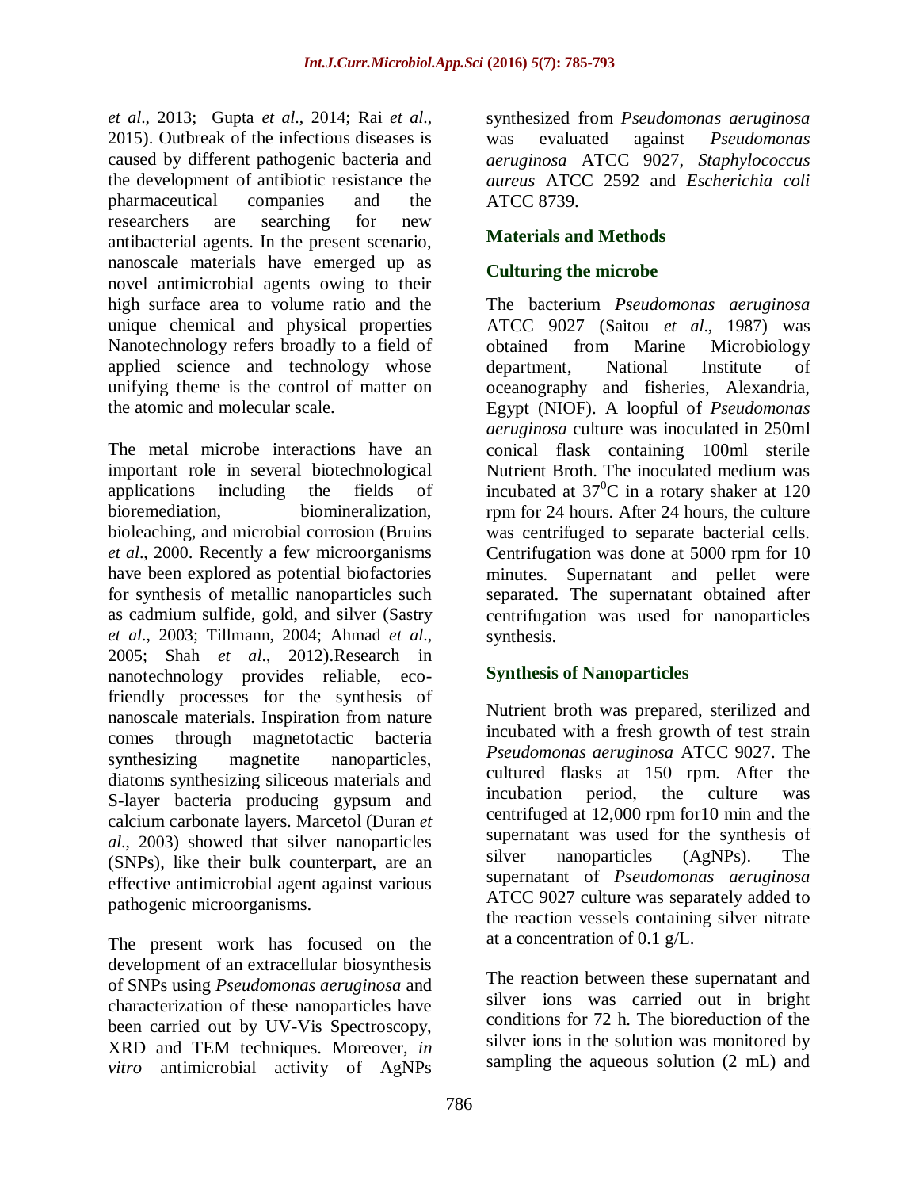*et al*., 2013; Gupta *et al*., 2014; Rai *et al*., 2015). Outbreak of the infectious diseases is caused by different pathogenic bacteria and the development of antibiotic resistance the pharmaceutical companies and the researchers are searching for new antibacterial agents. In the present scenario, nanoscale materials have emerged up as novel antimicrobial agents owing to their high surface area to volume ratio and the unique chemical and physical properties Nanotechnology refers broadly to a field of applied science and technology whose unifying theme is the control of matter on the atomic and molecular scale.

The metal microbe interactions have an important role in several biotechnological applications including the fields of bioremediation, biomineralization, bioleaching, and microbial corrosion (Bruins *et al*., 2000. Recently a few microorganisms have been explored as potential biofactories for synthesis of metallic nanoparticles such as cadmium sulfide, gold, and silver (Sastry *et al*., 2003; Tillmann, 2004; Ahmad *et al*., 2005; Shah *et al*., 2012).Research in nanotechnology provides reliable, eco-friendly processes for the synthesis of nanoscale materials. Inspiration from nature comes through magnetotactic bacteria synthesizing magnetite nanoparticles, diatoms synthesizing siliceous materials and S-layer bacteria producing gypsum and calcium carbonate layers. Marcetol (Duran *et al*., 2003) showed that silver nanoparticles (SNPs), like their bulk counterpart, are an effective antimicrobial agent against various pathogenic microorganisms.

The present work has focused on the development of an extracellular biosynthesis of SNPs using *Pseudomonas aeruginosa* and characterization of these nanoparticles have been carried out by UV-Vis Spectroscopy, XRD and TEM techniques. Moreover, *in vitro* antimicrobial activity of AgNPs synthesized from *Pseudomonas aeruginosa* was evaluated against *Pseudomonas aeruginosa* ATCC 9027, *Staphylococcus aureus* ATCC 2592 and *Escherichia coli* ATCC 8739.

## Materials and Methods

### Culturing the microbe

The bacterium *Pseudomonas aeruginosa* ATCC 9027 (Saitou *et al*., 1987) was obtained from Marine Microbiology department, National Institute of oceanography and fisheries, Alexandria, Egypt (NIOF). A loopful of *Pseudomonas aeruginosa* culture was inoculated in 250ml conical flask containing 100ml sterile Nutrient Broth. The inoculated medium was incubated at $37^0$C in a rotary shaker at 120 rpm for 24 hours. After 24 hours, the culture was centrifuged to separate bacterial cells. Centrifugation was done at 5000 rpm for 10 minutes. Supernatant and pellet were separated. The supernatant obtained after centrifugation was used for nanoparticles synthesis.

### Synthesis of Nanoparticles

Nutrient broth was prepared, sterilized and incubated with a fresh growth of test strain *Pseudomonas aeruginosa* ATCC 9027. The cultured flasks at 150 rpm. After the incubation period, the culture was centrifuged at 12,000 rpm for10 min and the supernatant was used for the synthesis of silver nanoparticles (AgNPs). The supernatant of *Pseudomonas aeruginosa* ATCC 9027 culture was separately added to the reaction vessels containing silver nitrate at a concentration of 0.1 g/L.

The reaction between these supernatant and silver ions was carried out in bright conditions for 72 h. The bioreduction of the silver ions in the solution was monitored by sampling the aqueous solution (2 mL) and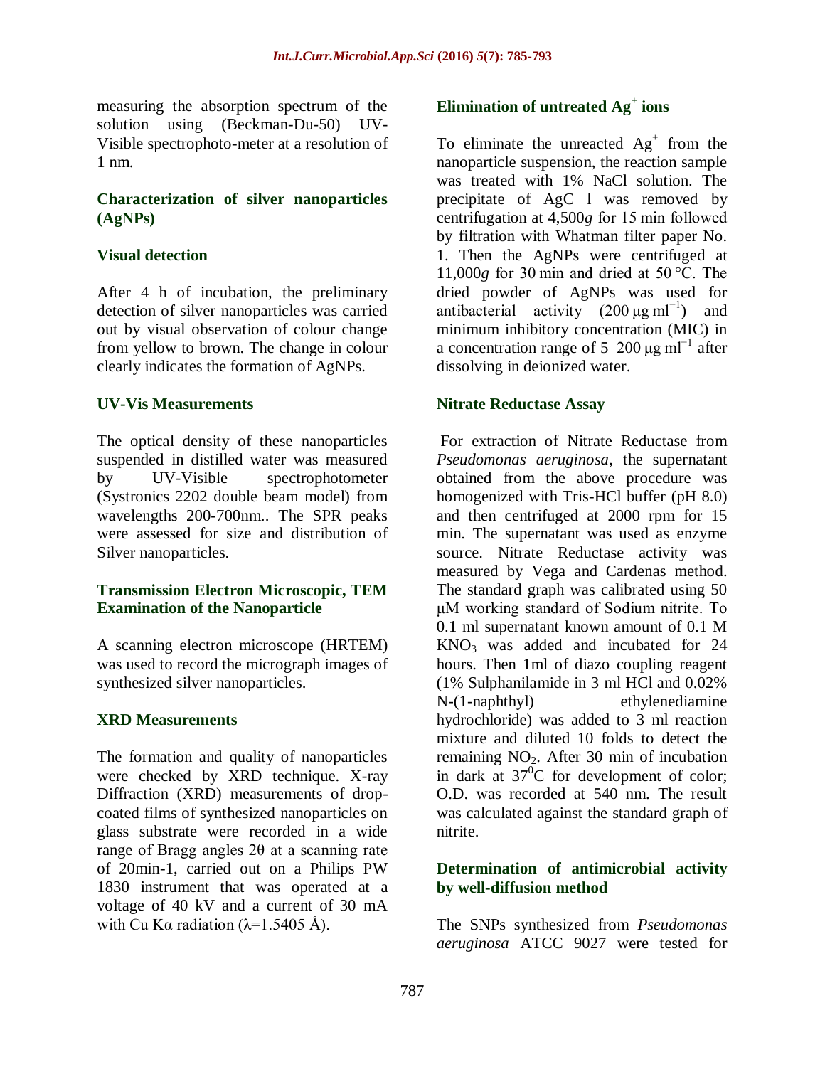measuring the absorption spectrum of the solution using (Beckman-Du-50) UV-Visible spectrophoto-meter at a resolution of 1 nm.

## Characterization of silver nanoparticles (AgNPs)

### Visual detection

After 4 h of incubation, the preliminary detection of silver nanoparticles was carried out by visual observation of colour change from yellow to brown. The change in colour clearly indicates the formation of AgNPs.

### UV-Vis Measurements

The optical density of these nanoparticles suspended in distilled water was measured by UV-Visible spectrophotometer (Systronics 2202 double beam model) from wavelengths 200-700nm.. The SPR peaks were assessed for size and distribution of Silver nanoparticles.

### Transmission Electron Microscopic, TEM Examination of the Nanoparticle

A scanning electron microscope (HRTEM) was used to record the micrograph images of synthesized silver nanoparticles.

### XRD Measurements

The formation and quality of nanoparticles were checked by XRD technique. X-ray Diffraction (XRD) measurements of drop-coated films of synthesized nanoparticles on glass substrate were recorded in a wide range of Bragg angles 2θ at a scanning rate of 20min-1, carried out on a Philips PW 1830 instrument that was operated at a voltage of 40 kV and a current of 30 mA with Cu Kα radiation (λ=1.5405 Å).

### Elimination of untreated $Ag^+$ ions

To eliminate the unreacted $Ag^+$ from the nanoparticle suspension, the reaction sample was treated with 1% NaCl solution. The precipitate of AgC l was removed by centrifugation at 4,500*g* for 15 min followed by filtration with Whatman filter paper No. 1. Then the AgNPs were centrifuged at 11,000*g* for 30 min and dried at 50 °C. The dried powder of AgNPs was used for antibacterial activity (200 μg $ml^{-1}$) and minimum inhibitory concentration (MIC) in a concentration range of 5–200 μg $ml^{-1}$ after dissolving in deionized water.

### Nitrate Reductase Assay

For extraction of Nitrate Reductase from *Pseudomonas aeruginosa*, the supernatant obtained from the above procedure was homogenized with Tris-HCl buffer (pH 8.0) and then centrifuged at 2000 rpm for 15 min. The supernatant was used as enzyme source. Nitrate Reductase activity was measured by Vega and Cardenas method. The standard graph was calibrated using 50 μM working standard of Sodium nitrite. To 0.1 ml supernatant known amount of 0.1 M $KNO_3$ was added and incubated for 24 hours. Then 1ml of diazo coupling reagent (1% Sulphanilamide in 3 ml HCl and 0.02% N-(1-naphthyl) ethylenediamine hydrochloride) was added to 3 ml reaction mixture and diluted 10 folds to detect the remaining $NO_2$. After 30 min of incubation in dark at $37^0$C for development of color; O.D. was recorded at 540 nm. The result was calculated against the standard graph of nitrite.

### Determination of antimicrobial activity by well-diffusion method

The SNPs synthesized from *Pseudomonas aeruginosa* ATCC 9027 were tested for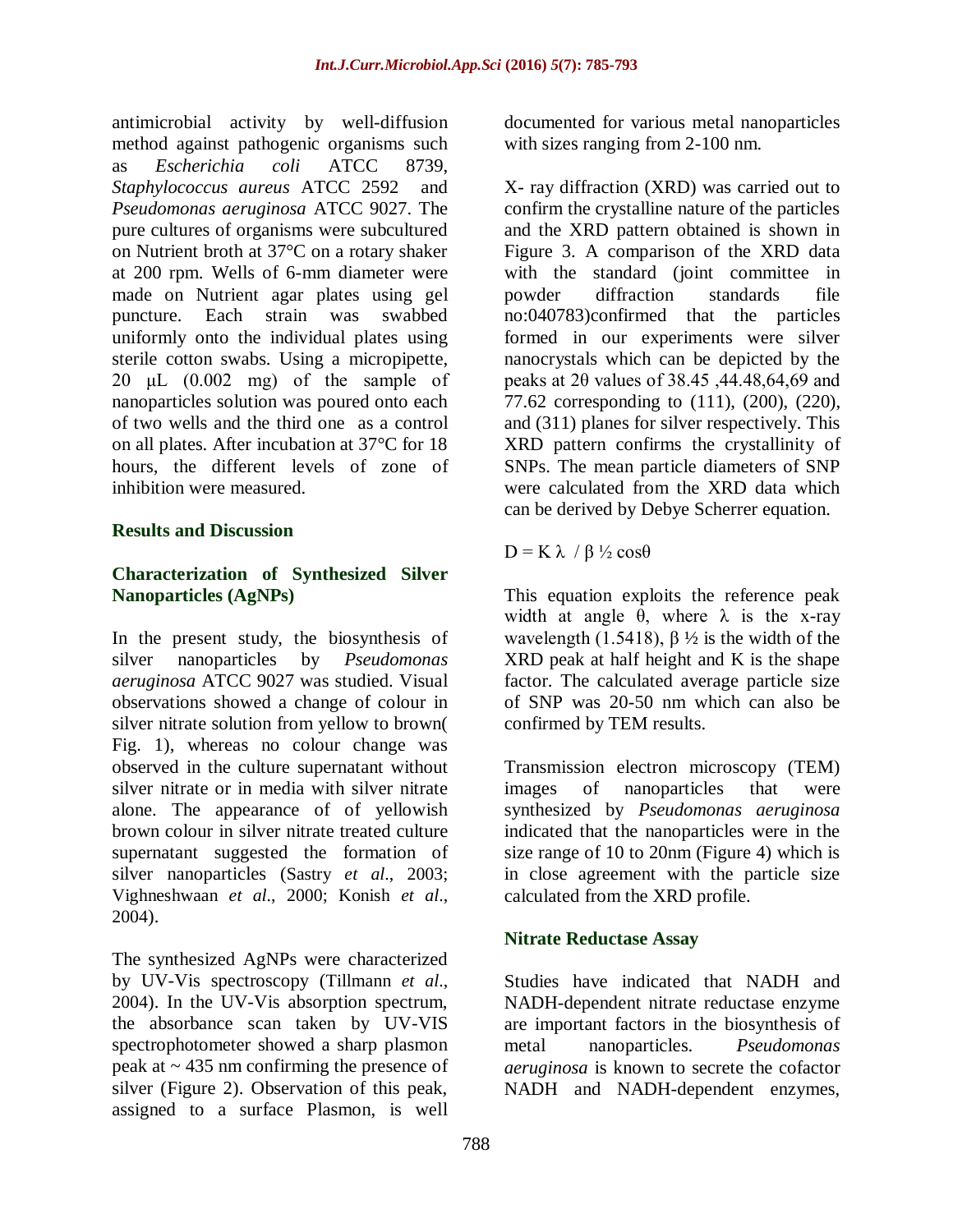antimicrobial activity by well-diffusion method against pathogenic organisms such as *Escherichia coli* ATCC 8739, *Staphylococcus aureus* ATCC 2592 and *Pseudomonas aeruginosa* ATCC 9027. The pure cultures of organisms were subcultured on Nutrient broth at 37°C on a rotary shaker at 200 rpm. Wells of 6-mm diameter were made on Nutrient agar plates using gel puncture. Each strain was swabbed uniformly onto the individual plates using sterile cotton swabs. Using a micropipette, 20 μL (0.002 mg) of the sample of nanoparticles solution was poured onto each of two wells and the third one as a control on all plates. After incubation at 37°C for 18 hours, the different levels of zone of inhibition were measured.

## Results and Discussion

### Characterization of Synthesized Silver Nanoparticles (AgNPs)

In the present study, the biosynthesis of silver nanoparticles by *Pseudomonas aeruginosa* ATCC 9027 was studied. Visual observations showed a change of colour in silver nitrate solution from yellow to brown( Fig. 1), whereas no colour change was observed in the culture supernatant without silver nitrate or in media with silver nitrate alone. The appearance of of yellowish brown colour in silver nitrate treated culture supernatant suggested the formation of silver nanoparticles (Sastry *et al*., 2003; Vighneshwaan *et al*., 2000; Konish *et al*., 2004).

The synthesized AgNPs were characterized by UV-Vis spectroscopy (Tillmann *et al*., 2004). In the UV-Vis absorption spectrum, the absorbance scan taken by UV-VIS spectrophotometer showed a sharp plasmon peak at ~ 435 nm confirming the presence of silver (Figure 2). Observation of this peak, assigned to a surface Plasmon, is well documented for various metal nanoparticles with sizes ranging from 2-100 nm.

X- ray diffraction (XRD) was carried out to confirm the crystalline nature of the particles and the XRD pattern obtained is shown in Figure 3. A comparison of the XRD data with the standard (joint committee in powder diffraction standards file no:040783)confirmed that the particles formed in our experiments were silver nanocrystals which can be depicted by the peaks at 2θ values of 38.45 ,44.48,64,69 and 77.62 corresponding to (111), (200), (220), and (311) planes for silver respectively. This XRD pattern confirms the crystallinity of SNPs. The mean particle diameters of SNP were calculated from the XRD data which can be derived by Debye Scherrer equation.

$$D = K \lambda \ / \ \beta \tfrac{1}{2} \cos\theta$$

This equation exploits the reference peak width at angle θ, where λ is the x-ray wavelength (1.5418), β ½ is the width of the XRD peak at half height and K is the shape factor. The calculated average particle size of SNP was 20-50 nm which can also be confirmed by TEM results.

Transmission electron microscopy (TEM) images of nanoparticles that were synthesized by *Pseudomonas aeruginosa* indicated that the nanoparticles were in the size range of 10 to 20nm (Figure 4) which is in close agreement with the particle size calculated from the XRD profile.

### Nitrate Reductase Assay

Studies have indicated that NADH and NADH-dependent nitrate reductase enzyme are important factors in the biosynthesis of metal nanoparticles. *Pseudomonas aeruginosa* is known to secrete the cofactor NADH and NADH-dependent enzymes,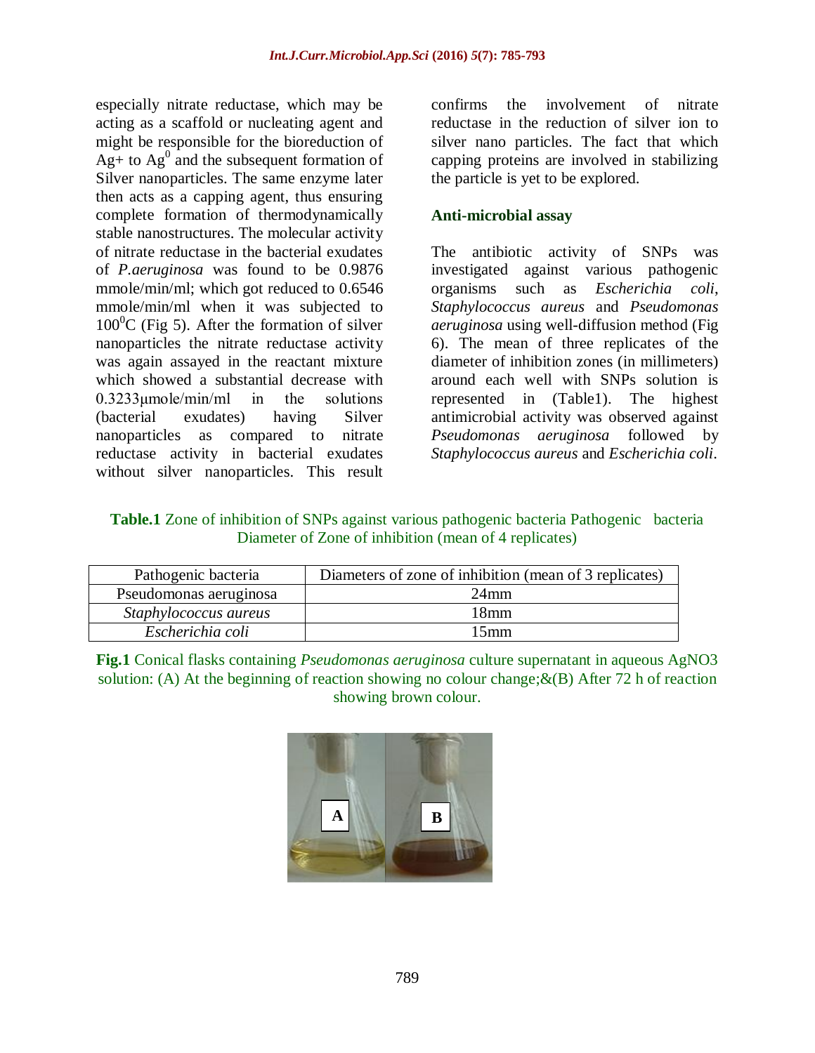especially nitrate reductase, which may be acting as a scaffold or nucleating agent and might be responsible for the bioreduction of $Ag^+$ to $Ag^0$ and the subsequent formation of Silver nanoparticles. The same enzyme later then acts as a capping agent, thus ensuring complete formation of thermodynamically stable nanostructures. The molecular activity of nitrate reductase in the bacterial exudates of *P.aeruginosa* was found to be 0.9876 mmole/min/ml; which got reduced to 0.6546 mmole/min/ml when it was subjected to $100^0$C (Fig 5). After the formation of silver nanoparticles the nitrate reductase activity was again assayed in the reactant mixture which showed a substantial decrease with 0.3233μmole/min/ml in the solutions (bacterial exudates) having Silver nanoparticles as compared to nitrate reductase activity in bacterial exudates without silver nanoparticles. This result confirms the involvement of nitrate reductase in the reduction of silver ion to silver nano particles. The fact that which capping proteins are involved in stabilizing the particle is yet to be explored.

### Anti-microbial assay

The antibiotic activity of SNPs was investigated against various pathogenic organisms such as *Escherichia coli*, *Staphylococcus aureus* and *Pseudomonas aeruginosa* using well-diffusion method (Fig 6). The mean of three replicates of the diameter of inhibition zones (in millimeters) around each well with SNPs solution is represented in (Table1). The highest antimicrobial activity was observed against *Pseudomonas aeruginosa* followed by *Staphylococcus aureus* and *Escherichia coli*.

**Table.1** Zone of inhibition of SNPs against various pathogenic bacteria Pathogenic bacteria Diameter of Zone of inhibition (mean of 4 replicates)

| Pathogenic bacteria | Diameters of zone of inhibition (mean of 3 replicates) |
|---|---|
| Pseudomonas aeruginosa | 24mm |
| *Staphylococcus aureus* | 18mm |
| *Escherichia coli* | 15mm |

**Fig.1** Conical flasks containing *Pseudomonas aeruginosa* culture supernatant in aqueous AgNO3 solution: (A) At the beginning of reaction showing no colour change;&(B) After 72 h of reaction showing brown colour.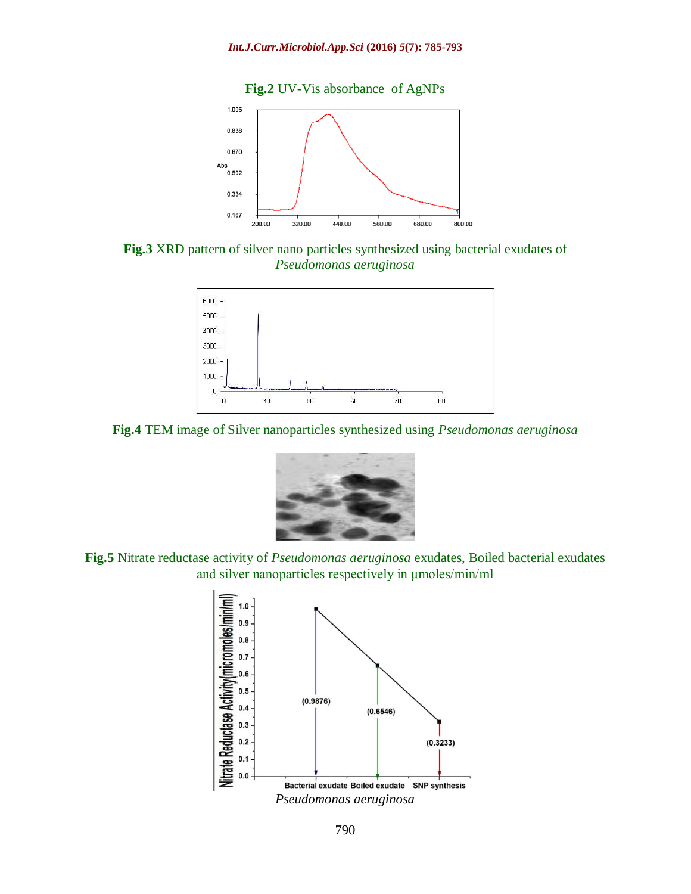**Fig.2** UV-Vis absorbance of AgNPs

**Fig.3** XRD pattern of silver nano particles synthesized using bacterial exudates of *Pseudomonas aeruginosa*

**Fig.4** TEM image of Silver nanoparticles synthesized using *Pseudomonas aeruginosa*

**Fig.5** Nitrate reductase activity of *Pseudomonas aeruginosa* exudates, Boiled bacterial exudates and silver nanoparticles respectively in µmoles/min/ml

*Pseudomonas aeruginosa*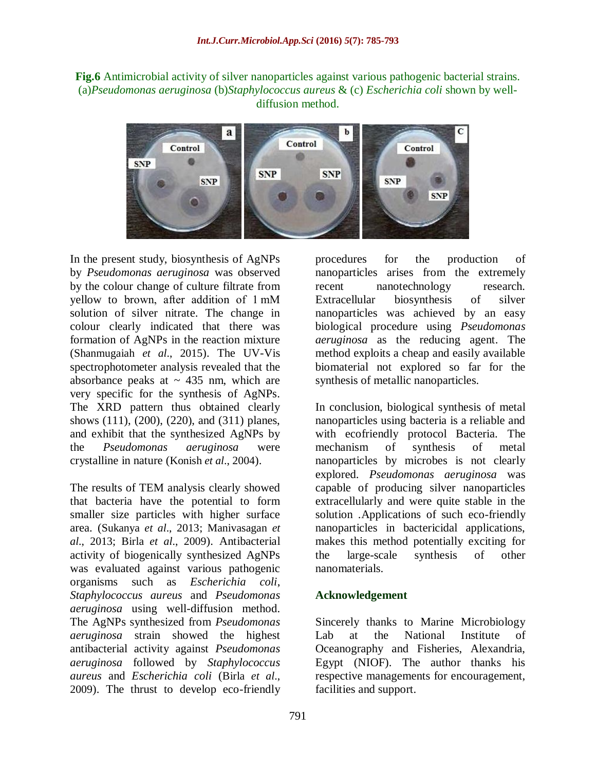**Fig.6** Antimicrobial activity of silver nanoparticles against various pathogenic bacterial strains. (a)*Pseudomonas aeruginosa* (b)*Staphylococcus aureus* & (c) *Escherichia coli* shown by well-diffusion method.

In the present study, biosynthesis of AgNPs by *Pseudomonas aeruginosa* was observed by the colour change of culture filtrate from yellow to brown, after addition of 1 mM solution of silver nitrate. The change in colour clearly indicated that there was formation of AgNPs in the reaction mixture (Shanmugaiah *et al*., 2015). The UV-Vis spectrophotometer analysis revealed that the absorbance peaks at ~ 435 nm, which are very specific for the synthesis of AgNPs. The XRD pattern thus obtained clearly shows (111), (200), (220), and (311) planes, and exhibit that the synthesized AgNPs by the *Pseudomonas aeruginosa* were crystalline in nature (Konish *et al*., 2004).

The results of TEM analysis clearly showed that bacteria have the potential to form smaller size particles with higher surface area. (Sukanya *et al*., 2013; Manivasagan *et al*., 2013; Birla *et al*., 2009). Antibacterial activity of biogenically synthesized AgNPs was evaluated against various pathogenic organisms such as *Escherichia coli*, *Staphylococcus aureus* and *Pseudomonas aeruginosa* using well-diffusion method. The AgNPs synthesized from *Pseudomonas aeruginosa* strain showed the highest antibacterial activity against *Pseudomonas aeruginosa* followed by *Staphylococcus aureus* and *Escherichia coli* (Birla *et al*., 2009). The thrust to develop eco-friendly procedures for the production of nanoparticles arises from the extremely recent nanotechnology research. Extracellular biosynthesis of silver nanoparticles was achieved by an easy biological procedure using *Pseudomonas aeruginosa* as the reducing agent. The method exploits a cheap and easily available biomaterial not explored so far for the synthesis of metallic nanoparticles.

In conclusion, biological synthesis of metal nanoparticles using bacteria is a reliable and with ecofriendly protocol Bacteria. The mechanism of synthesis of metal nanoparticles by microbes is not clearly explored. *Pseudomonas aeruginosa* was capable of producing silver nanoparticles extracellularly and were quite stable in the solution .Applications of such eco-friendly nanoparticles in bactericidal applications, makes this method potentially exciting for the large-scale synthesis of other nanomaterials.

## Acknowledgement

Sincerely thanks to Marine Microbiology Lab at the National Institute of Oceanography and Fisheries, Alexandria, Egypt (NIOF). The author thanks his respective managements for encouragement, facilities and support.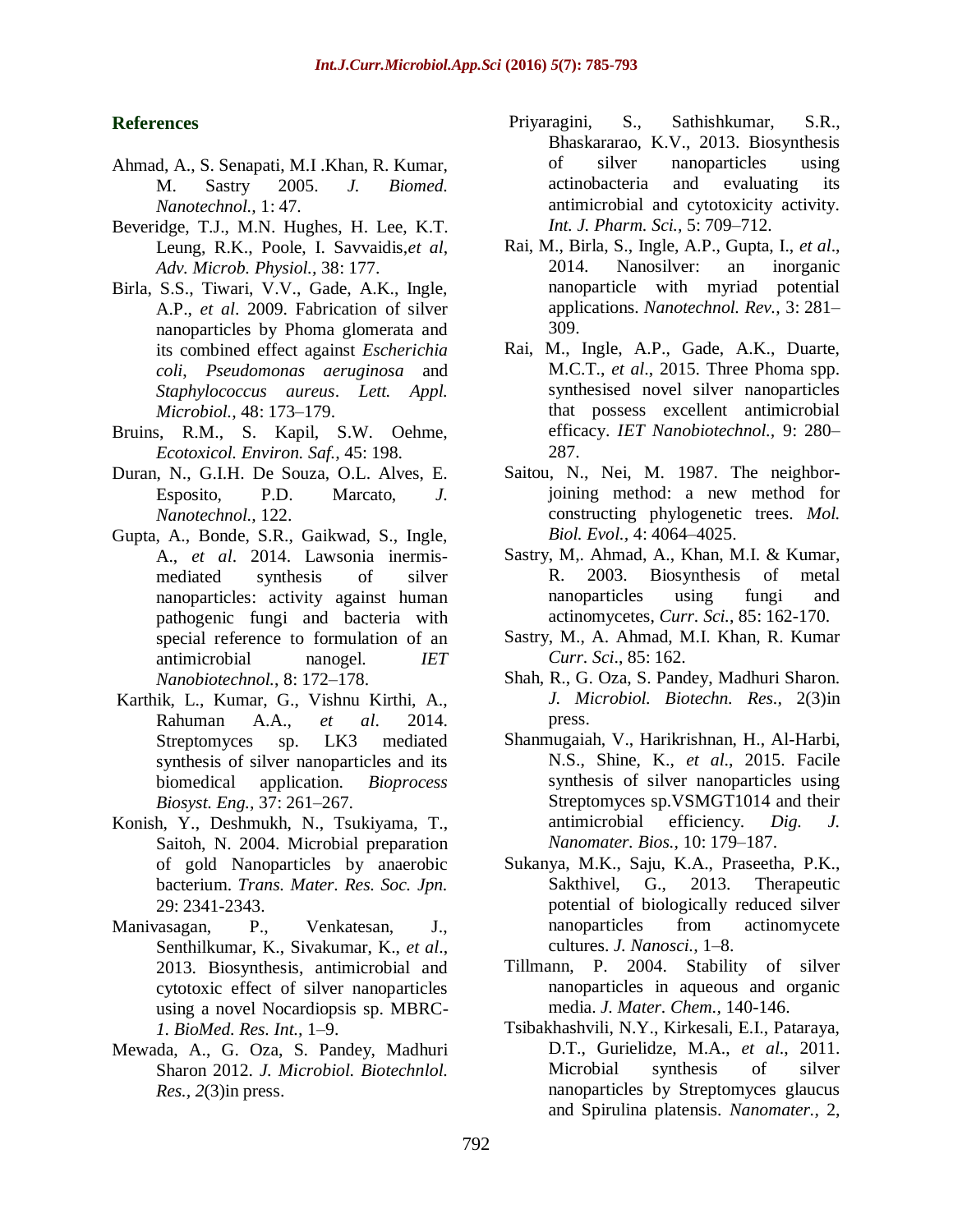## References

Ahmad, A., S. Senapati, M.I .Khan, R. Kumar, M. Sastry 2005. *J. Biomed. Nanotechnol.,* 1: 47.

Beveridge, T.J., M.N. Hughes, H. Lee, K.T. Leung, R.K., Poole, I. Savvaidis,*et al*, *Adv. Microb. Physiol.,* 38: 177.

Birla, S.S., Tiwari, V.V., Gade, A.K., Ingle, A.P., *et al*. 2009. Fabrication of silver nanoparticles by Phoma glomerata and its combined effect against *Escherichia coli*, *Pseudomonas aeruginosa* and *Staphylococcus aureus*. *Lett. Appl. Microbiol.,* 48: 173–179.

Bruins, R.M., S. Kapil, S.W. Oehme, *Ecotoxicol. Environ. Saf.,* 45: 198.

Duran, N., G.I.H. De Souza, O.L. Alves, E. Esposito, P.D. Marcato, *J. Nanotechnol.,* 122.

Gupta, A., Bonde, S.R., Gaikwad, S., Ingle, A., *et al*. 2014. Lawsonia inermis-mediated synthesis of silver nanoparticles: activity against human pathogenic fungi and bacteria with special reference to formulation of an antimicrobial nanogel. *IET Nanobiotechnol.,* 8: 172–178.

Karthik, L., Kumar, G., Vishnu Kirthi, A., Rahuman A.A., *et al*. 2014. Streptomyces sp. LK3 mediated synthesis of silver nanoparticles and its biomedical application. *Bioprocess Biosyst. Eng.,* 37: 261–267.

Konish, Y., Deshmukh, N., Tsukiyama, T., Saitoh, N. 2004. Microbial preparation of gold Nanoparticles by anaerobic bacterium. *Trans. Mater. Res. Soc. Jpn.* 29: 2341-2343.

Manivasagan, P., Venkatesan, J., Senthilkumar, K., Sivakumar, K., *et al*., 2013. Biosynthesis, antimicrobial and cytotoxic effect of silver nanoparticles using a novel Nocardiopsis sp. MBRC-*1. BioMed. Res. Int.,* 1–9.

Mewada, A., G. Oza, S. Pandey, Madhuri Sharon 2012. *J. Microbiol. Biotechnlol. Res., 2*(3)in press.

Priyaragini, S., Sathishkumar, S.R., Bhaskararao, K.V., 2013. Biosynthesis of silver nanoparticles using actinobacteria and evaluating its antimicrobial and cytotoxicity activity. *Int. J. Pharm. Sci.,* 5: 709–712.

Rai, M., Birla, S., Ingle, A.P., Gupta, I., *et al*., 2014. Nanosilver: an inorganic nanoparticle with myriad potential applications. *Nanotechnol. Rev.,* 3: 281–309.

Rai, M., Ingle, A.P., Gade, A.K., Duarte, M.C.T., *et al*., 2015. Three Phoma spp. synthesised novel silver nanoparticles that possess excellent antimicrobial efficacy. *IET Nanobiotechnol.,* 9: 280–287.

Saitou, N., Nei, M. 1987. The neighbor-joining method: a new method for constructing phylogenetic trees. *Mol. Biol. Evol.,* 4: 4064–4025.

Sastry, M,. Ahmad, A., Khan, M.I. & Kumar, R. 2003. Biosynthesis of metal nanoparticles using fungi and actinomycetes, *Curr. Sci.,* 85: 162-170.

Sastry, M., A. Ahmad, M.I. Khan, R. Kumar *Curr. Sci*., 85: 162.

Shah, R., G. Oza, S. Pandey, Madhuri Sharon. *J. Microbiol. Biotechn. Res.,* 2(3)in press.

Shanmugaiah, V., Harikrishnan, H., Al-Harbi, N.S., Shine, K., *et al*., 2015. Facile synthesis of silver nanoparticles using Streptomyces sp.VSMGT1014 and their antimicrobial efficiency. *Dig. J. Nanomater. Bios.,* 10: 179–187.

Sukanya, M.K., Saju, K.A., Praseetha, P.K., Sakthivel, G., 2013. Therapeutic potential of biologically reduced silver nanoparticles from actinomycete cultures. *J. Nanosci.,* 1–8.

Tillmann, P. 2004. Stability of silver nanoparticles in aqueous and organic media. *J. Mater. Chem.,* 140-146.

Tsibakhashvili, N.Y., Kirkesali, E.I., Pataraya, D.T., Gurielidze, M.A., *et al*., 2011. Microbial synthesis of silver nanoparticles by Streptomyces glaucus and Spirulina platensis. *Nanomater.,* 2,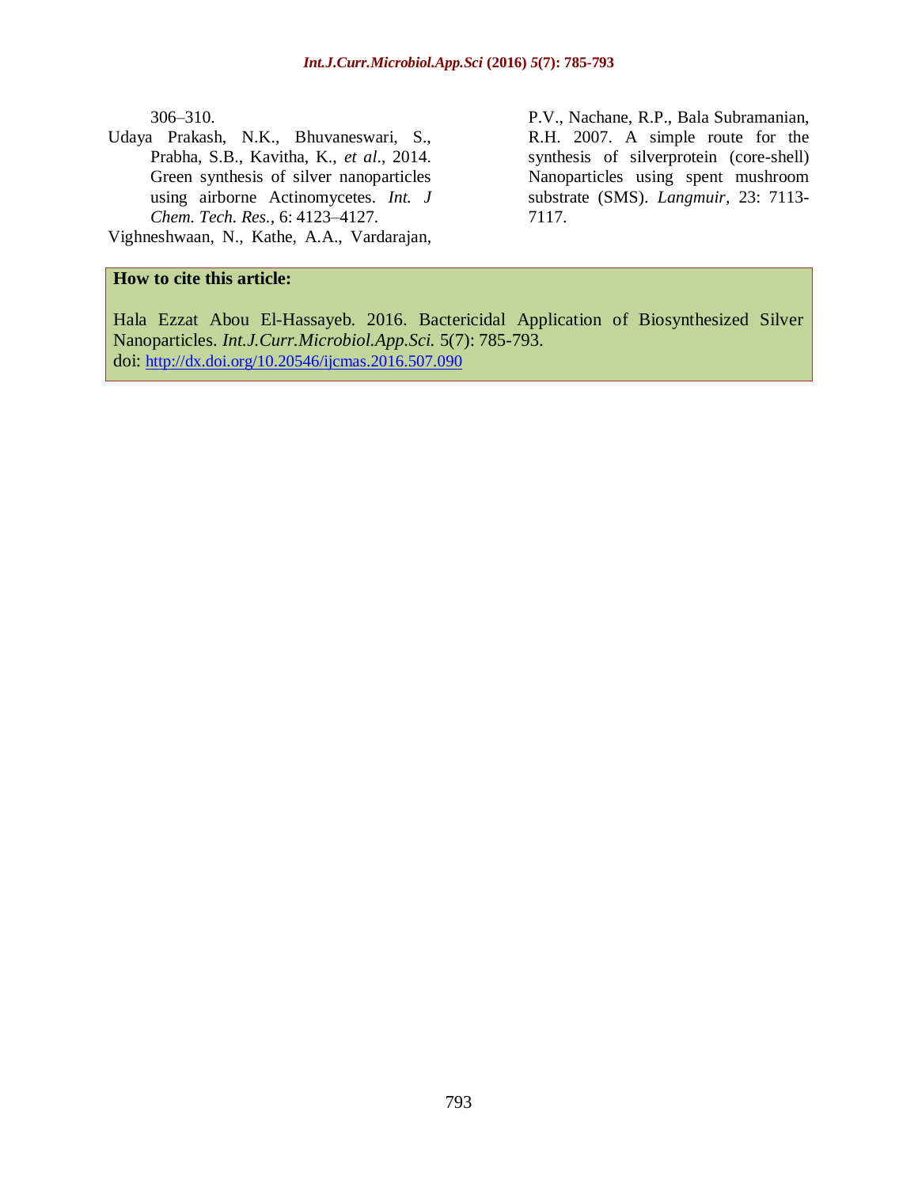306–310.

Udaya Prakash, N.K., Bhuvaneswari, S., Prabha, S.B., Kavitha, K., *et al*., 2014. Green synthesis of silver nanoparticles using airborne Actinomycetes. *Int. J Chem. Tech. Res.*, 6: 4123–4127.

Vighneshwaan, N., Kathe, A.A., Vardarajan, P.V., Nachane, R.P., Bala Subramanian, R.H. 2007. A simple route for the synthesis of silverprotein (core-shell) Nanoparticles using spent mushroom substrate (SMS). *Langmuir,* 23: 7113-7117.

**How to cite this article:**

Hala Ezzat Abou El-Hassayeb. 2016. Bactericidal Application of Biosynthesized Silver Nanoparticles. *Int.J.Curr.Microbiol.App.Sci.* 5(7): 785-793.
doi: http://dx.doi.org/10.20546/ijcmas.2016.507.090